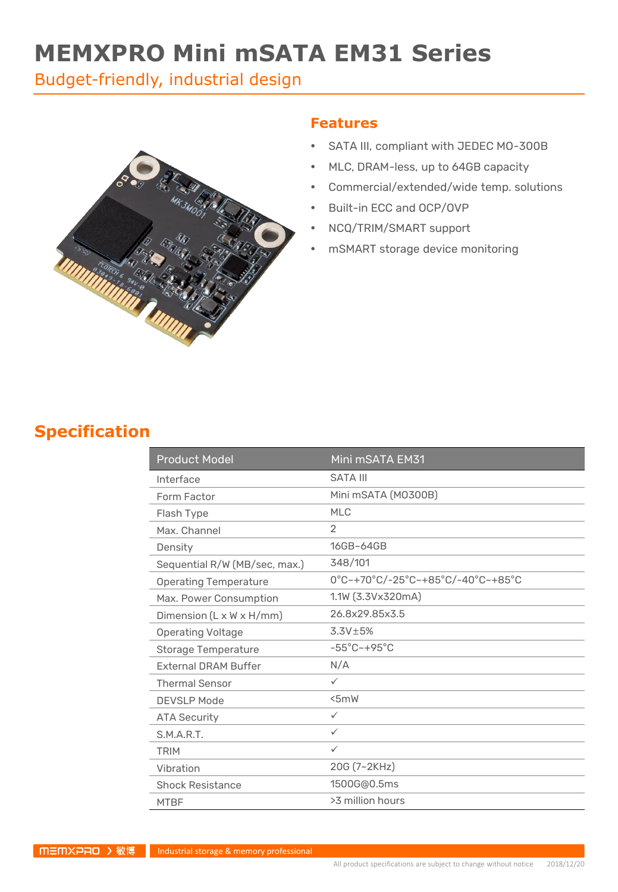# MEMXPRO Mini mSATA EM31 Series

Budget-friendly, industrial design

## Features

- SATA III, compliant with JEDEC MO-300B
- MLC, DRAM-less, up to 64GB capacity
- Commercial/extended/wide temp. solutions
- Built-in ECC and OCP/OVP
- NCQ/TRIM/SMART support
- mSMART storage device monitoring

## Specification

| Product Model | Mini mSATA EM31 |
|---|---|
| Interface | SATA III |
| Form Factor | Mini mSATA (MO300B) |
| Flash Type | MLC |
| Max. Channel | 2 |
| Density | 16GB~64GB |
| Sequential R/W (MB/sec, max.) | 348/101 |
| Operating Temperature | 0°C~+70°C/-25°C~+85°C/-40°C~+85°C |
| Max. Power Consumption | 1.1W (3.3Vx320mA) |
| Dimension (L x W x H/mm) | 26.8x29.85x3.5 |
| Operating Voltage | 3.3V±5% |
| Storage Temperature | -55°C~+95°C |
| External DRAM Buffer | N/A |
| Thermal Sensor | ✓ |
| DEVSLP Mode | <5mW |
| ATA Security | ✓ |
| S.M.A.R.T. | ✓ |
| TRIM | ✓ |
| Vibration | 20G (7~2KHz) |
| Shock Resistance | 1500G@0.5ms |
| MTBF | >3 million hours |

MEMXPRO 敏博 Industrial storage & memory professional

All product specifications are subject to change without notice 2018/12/20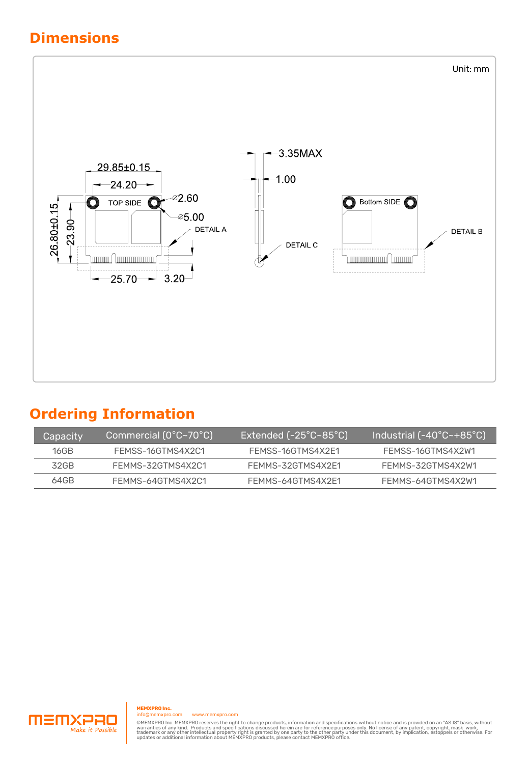## Dimensions

Unit: mm

29.85±0.15
24.20
TOP SIDE
∅2.60
∅5.00
DETAIL A
26.80±0.15
23.90
25.70
3.20
3.35MAX
1.00
DETAIL C
Bottom SIDE
DETAIL B

## Ordering Information

| Capacity | Commercial (0°C~70°C) | Extended (-25°C~85°C) | Industrial (-40°C~+85°C) |
|---|---|---|---|
| 16GB | FEMSS-16GTMS4X2C1 | FEMSS-16GTMS4X2E1 | FEMSS-16GTMS4X2W1 |
| 32GB | FEMMS-32GTMS4X2C1 | FEMMS-32GTMS4X2E1 | FEMMS-32GTMS4X2W1 |
| 64GB | FEMMS-64GTMS4X2C1 | FEMMS-64GTMS4X2E1 | FEMMS-64GTMS4X2W1 |

MEMXPRO
Make it Possible

**MEMXPRO Inc.**
info@memxpro.com www.memxpro.com

©MEMXPRO Inc. MEMXPRO reserves the right to change products, information and specifications without notice and is provided on an "AS IS" basis, without warranties of any kind. Products and specifications discussed herein are for reference purposes only. No license of any patent, copyright, mask work, trademark or any other intellectual property right is granted by one party to the other party under this document, by implication, estoppels or otherwise. For updates or additional information about MEMXPRO products, please contact MEMXPRO office.